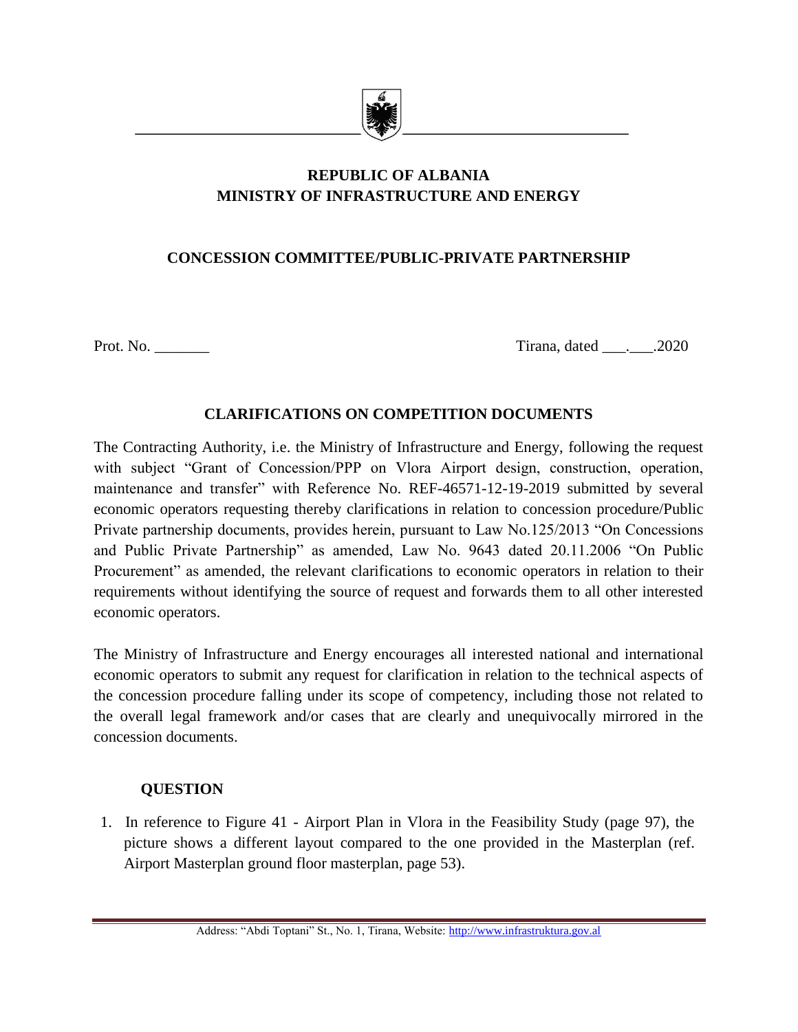**REPUBLIC OF ALBANIA**
**MINISTRY OF INFRASTRUCTURE AND ENERGY**

**CONCESSION COMMITTEE/PUBLIC-PRIVATE PARTNERSHIP**

Prot. No. _______ Tirana, dated ___.___.2020

## CLARIFICATIONS ON COMPETITION DOCUMENTS

The Contracting Authority, i.e. the Ministry of Infrastructure and Energy, following the request with subject "Grant of Concession/PPP on Vlora Airport design, construction, operation, maintenance and transfer" with Reference No. REF-46571-12-19-2019 submitted by several economic operators requesting thereby clarifications in relation to concession procedure/Public Private partnership documents, provides herein, pursuant to Law No.125/2013 "On Concessions and Public Private Partnership" as amended, Law No. 9643 dated 20.11.2006 "On Public Procurement" as amended, the relevant clarifications to economic operators in relation to their requirements without identifying the source of request and forwards them to all other interested economic operators.

The Ministry of Infrastructure and Energy encourages all interested national and international economic operators to submit any request for clarification in relation to the technical aspects of the concession procedure falling under its scope of competency, including those not related to the overall legal framework and/or cases that are clearly and unequivocally mirrored in the concession documents.

### QUESTION

1. In reference to Figure 41 - Airport Plan in Vlora in the Feasibility Study (page 97), the picture shows a different layout compared to the one provided in the Masterplan (ref. Airport Masterplan ground floor masterplan, page 53).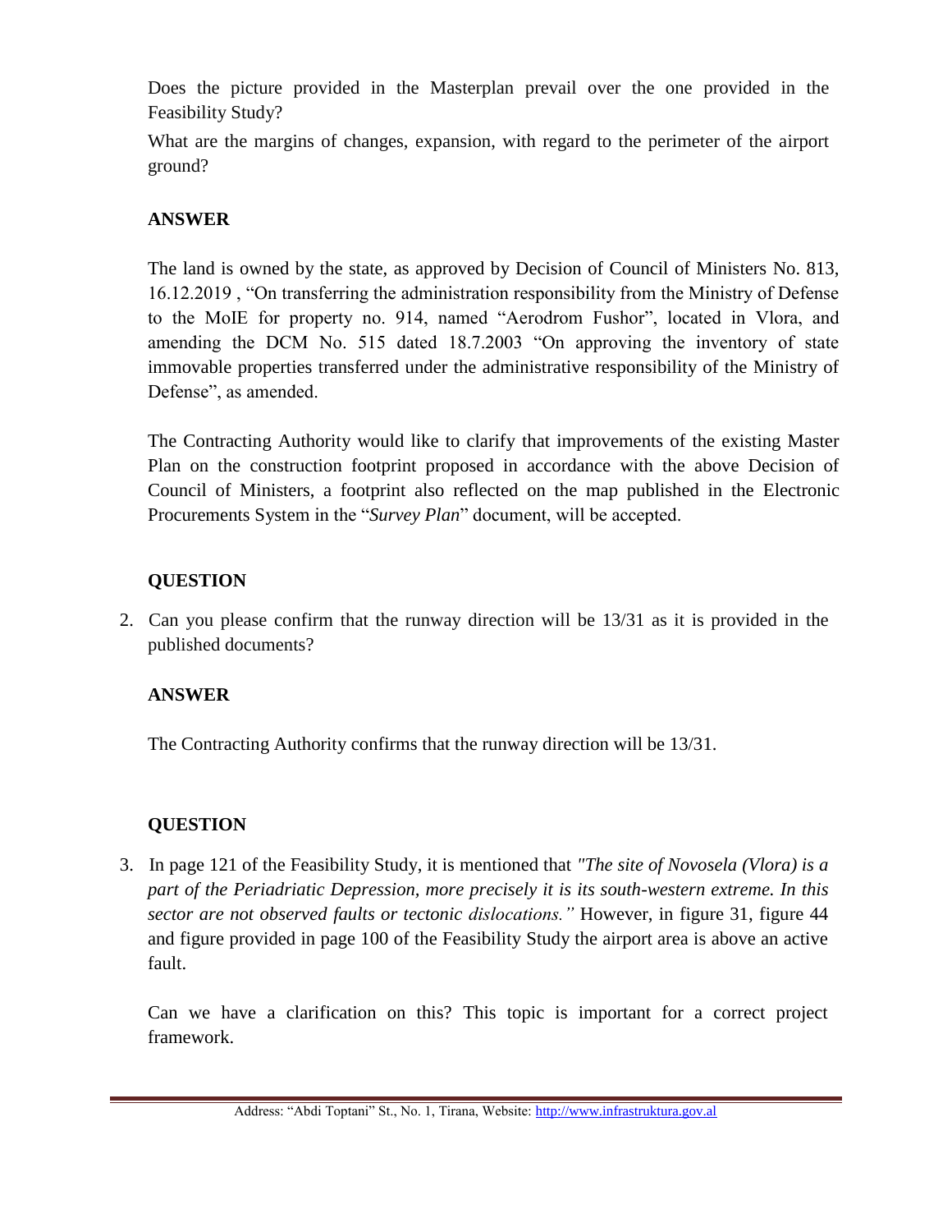Does the picture provided in the Masterplan prevail over the one provided in the Feasibility Study?

What are the margins of changes, expansion, with regard to the perimeter of the airport ground?

**ANSWER**

The land is owned by the state, as approved by Decision of Council of Ministers No. 813, 16.12.2019 , "On transferring the administration responsibility from the Ministry of Defense to the MoIE for property no. 914, named "Aerodrom Fushor", located in Vlora, and amending the DCM No. 515 dated 18.7.2003 "On approving the inventory of state immovable properties transferred under the administrative responsibility of the Ministry of Defense", as amended.

The Contracting Authority would like to clarify that improvements of the existing Master Plan on the construction footprint proposed in accordance with the above Decision of Council of Ministers, a footprint also reflected on the map published in the Electronic Procurements System in the "*Survey Plan*" document, will be accepted.

**QUESTION**

2. Can you please confirm that the runway direction will be 13/31 as it is provided in the published documents?

**ANSWER**

The Contracting Authority confirms that the runway direction will be 13/31.

**QUESTION**

3. In page 121 of the Feasibility Study, it is mentioned that *"The site of Novosela (Vlora) is a part of the Periadriatic Depression, more precisely it is its south-western extreme. In this sector are not observed faults or tectonic dislocations."* However, in figure 31, figure 44 and figure provided in page 100 of the Feasibility Study the airport area is above an active fault.

   Can we have a clarification on this? This topic is important for a correct project framework.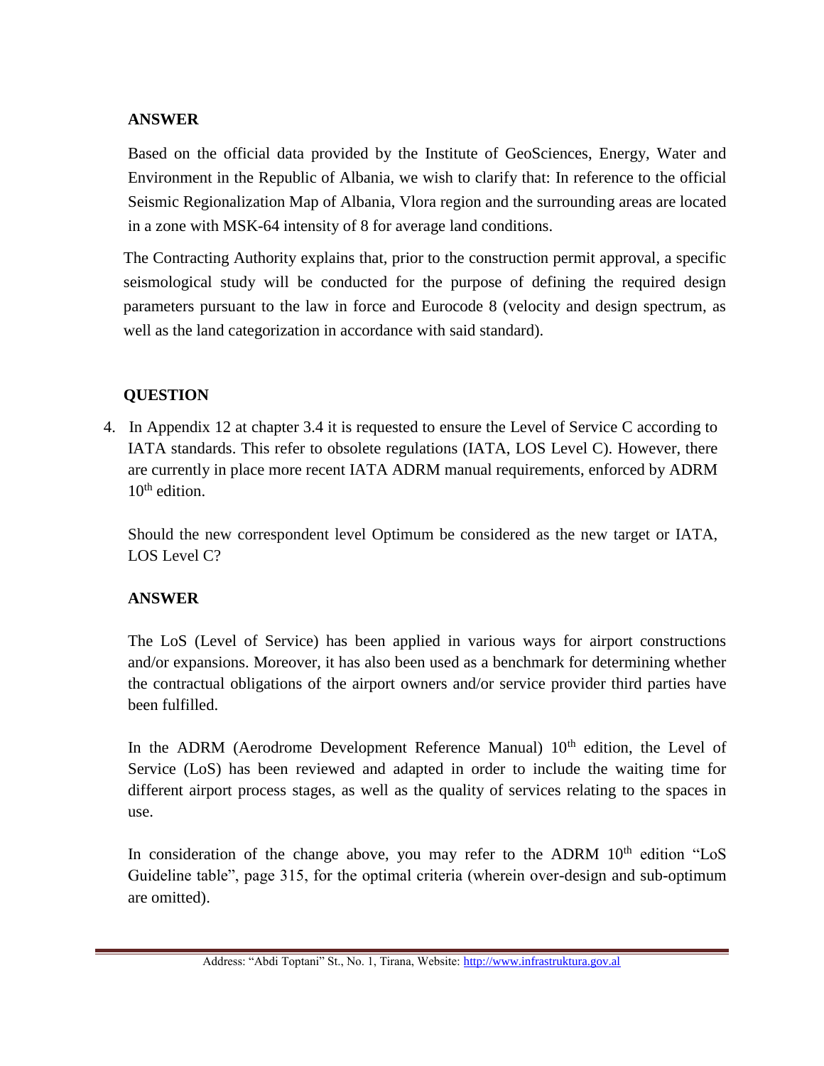**ANSWER**

Based on the official data provided by the Institute of GeoSciences, Energy, Water and Environment in the Republic of Albania, we wish to clarify that: In reference to the official Seismic Regionalization Map of Albania, Vlora region and the surrounding areas are located in a zone with MSK-64 intensity of 8 for average land conditions.

The Contracting Authority explains that, prior to the construction permit approval, a specific seismological study will be conducted for the purpose of defining the required design parameters pursuant to the law in force and Eurocode 8 (velocity and design spectrum, as well as the land categorization in accordance with said standard).

**QUESTION**

4. In Appendix 12 at chapter 3.4 it is requested to ensure the Level of Service C according to IATA standards. This refer to obsolete regulations (IATA, LOS Level C). However, there are currently in place more recent IATA ADRM manual requirements, enforced by ADRM 10th edition.

   Should the new correspondent level Optimum be considered as the new target or IATA, LOS Level C?

**ANSWER**

The LoS (Level of Service) has been applied in various ways for airport constructions and/or expansions. Moreover, it has also been used as a benchmark for determining whether the contractual obligations of the airport owners and/or service provider third parties have been fulfilled.

In the ADRM (Aerodrome Development Reference Manual) 10th edition, the Level of Service (LoS) has been reviewed and adapted in order to include the waiting time for different airport process stages, as well as the quality of services relating to the spaces in use.

In consideration of the change above, you may refer to the ADRM 10th edition "LoS Guideline table", page 315, for the optimal criteria (wherein over-design and sub-optimum are omitted).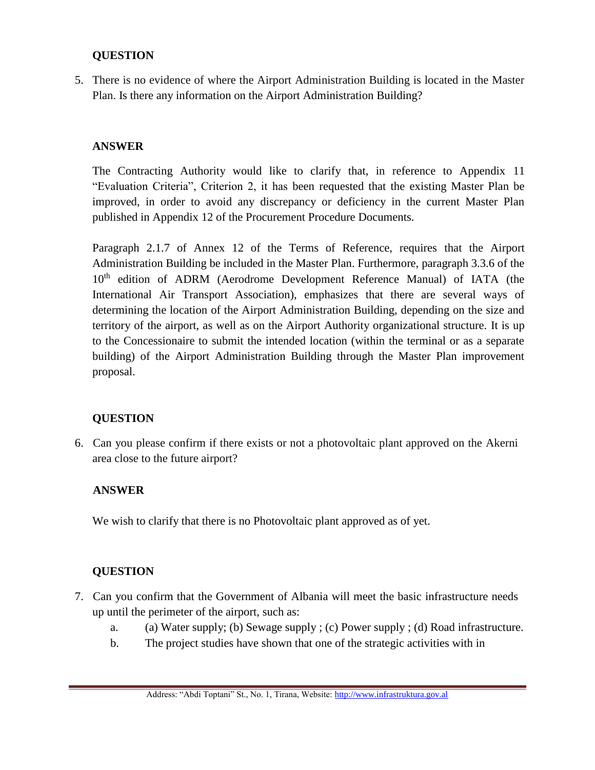**QUESTION**

5. There is no evidence of where the Airport Administration Building is located in the Master Plan. Is there any information on the Airport Administration Building?

**ANSWER**

The Contracting Authority would like to clarify that, in reference to Appendix 11 "Evaluation Criteria", Criterion 2, it has been requested that the existing Master Plan be improved, in order to avoid any discrepancy or deficiency in the current Master Plan published in Appendix 12 of the Procurement Procedure Documents.

Paragraph 2.1.7 of Annex 12 of the Terms of Reference, requires that the Airport Administration Building be included in the Master Plan. Furthermore, paragraph 3.3.6 of the 10th edition of ADRM (Aerodrome Development Reference Manual) of IATA (the International Air Transport Association), emphasizes that there are several ways of determining the location of the Airport Administration Building, depending on the size and territory of the airport, as well as on the Airport Authority organizational structure. It is up to the Concessionaire to submit the intended location (within the terminal or as a separate building) of the Airport Administration Building through the Master Plan improvement proposal.

**QUESTION**

6. Can you please confirm if there exists or not a photovoltaic plant approved on the Akerni area close to the future airport?

**ANSWER**

We wish to clarify that there is no Photovoltaic plant approved as of yet.

**QUESTION**

7. Can you confirm that the Government of Albania will meet the basic infrastructure needs up until the perimeter of the airport, such as:
   a. (a) Water supply; (b) Sewage supply ; (c) Power supply ; (d) Road infrastructure.
   b. The project studies have shown that one of the strategic activities with in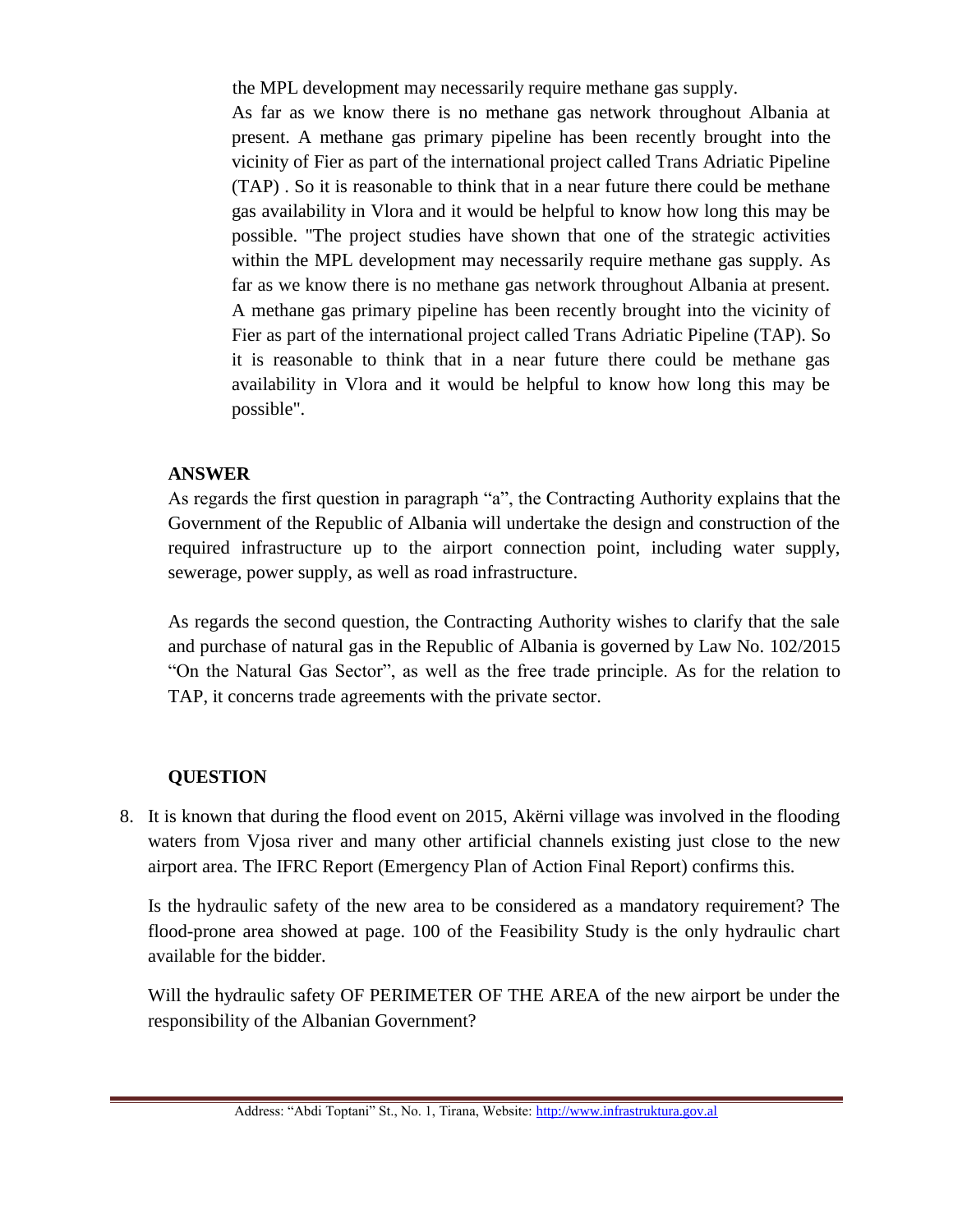the MPL development may necessarily require methane gas supply.

As far as we know there is no methane gas network throughout Albania at present. A methane gas primary pipeline has been recently brought into the vicinity of Fier as part of the international project called Trans Adriatic Pipeline (TAP) . So it is reasonable to think that in a near future there could be methane gas availability in Vlora and it would be helpful to know how long this may be possible. "The project studies have shown that one of the strategic activities within the MPL development may necessarily require methane gas supply. As far as we know there is no methane gas network throughout Albania at present. A methane gas primary pipeline has been recently brought into the vicinity of Fier as part of the international project called Trans Adriatic Pipeline (TAP). So it is reasonable to think that in a near future there could be methane gas availability in Vlora and it would be helpful to know how long this may be possible".

**ANSWER**

As regards the first question in paragraph "a", the Contracting Authority explains that the Government of the Republic of Albania will undertake the design and construction of the required infrastructure up to the airport connection point, including water supply, sewerage, power supply, as well as road infrastructure.

As regards the second question, the Contracting Authority wishes to clarify that the sale and purchase of natural gas in the Republic of Albania is governed by Law No. 102/2015 "On the Natural Gas Sector", as well as the free trade principle. As for the relation to TAP, it concerns trade agreements with the private sector.

**QUESTION**

8. It is known that during the flood event on 2015, Akërni village was involved in the flooding waters from Vjosa river and many other artificial channels existing just close to the new airport area. The IFRC Report (Emergency Plan of Action Final Report) confirms this.

   Is the hydraulic safety of the new area to be considered as a mandatory requirement? The flood-prone area showed at page. 100 of the Feasibility Study is the only hydraulic chart available for the bidder.

   Will the hydraulic safety OF PERIMETER OF THE AREA of the new airport be under the responsibility of the Albanian Government?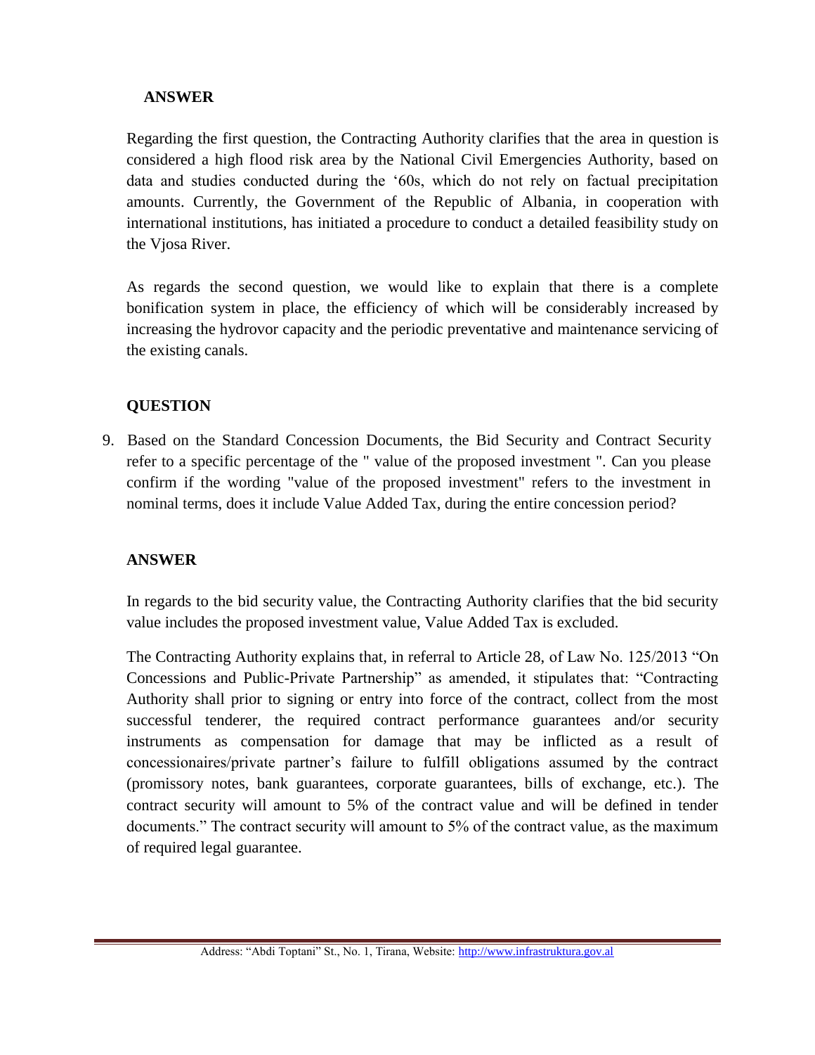**ANSWER**

Regarding the first question, the Contracting Authority clarifies that the area in question is considered a high flood risk area by the National Civil Emergencies Authority, based on data and studies conducted during the '60s, which do not rely on factual precipitation amounts. Currently, the Government of the Republic of Albania, in cooperation with international institutions, has initiated a procedure to conduct a detailed feasibility study on the Vjosa River.

As regards the second question, we would like to explain that there is a complete bonification system in place, the efficiency of which will be considerably increased by increasing the hydrovor capacity and the periodic preventative and maintenance servicing of the existing canals.

**QUESTION**

9. Based on the Standard Concession Documents, the Bid Security and Contract Security refer to a specific percentage of the " value of the proposed investment ". Can you please confirm if the wording "value of the proposed investment" refers to the investment in nominal terms, does it include Value Added Tax, during the entire concession period?

**ANSWER**

In regards to the bid security value, the Contracting Authority clarifies that the bid security value includes the proposed investment value, Value Added Tax is excluded.

The Contracting Authority explains that, in referral to Article 28, of Law No. 125/2013 "On Concessions and Public-Private Partnership" as amended, it stipulates that: "Contracting Authority shall prior to signing or entry into force of the contract, collect from the most successful tenderer, the required contract performance guarantees and/or security instruments as compensation for damage that may be inflicted as a result of concessionaires/private partner's failure to fulfill obligations assumed by the contract (promissory notes, bank guarantees, corporate guarantees, bills of exchange, etc.). The contract security will amount to 5% of the contract value and will be defined in tender documents." The contract security will amount to 5% of the contract value, as the maximum of required legal guarantee.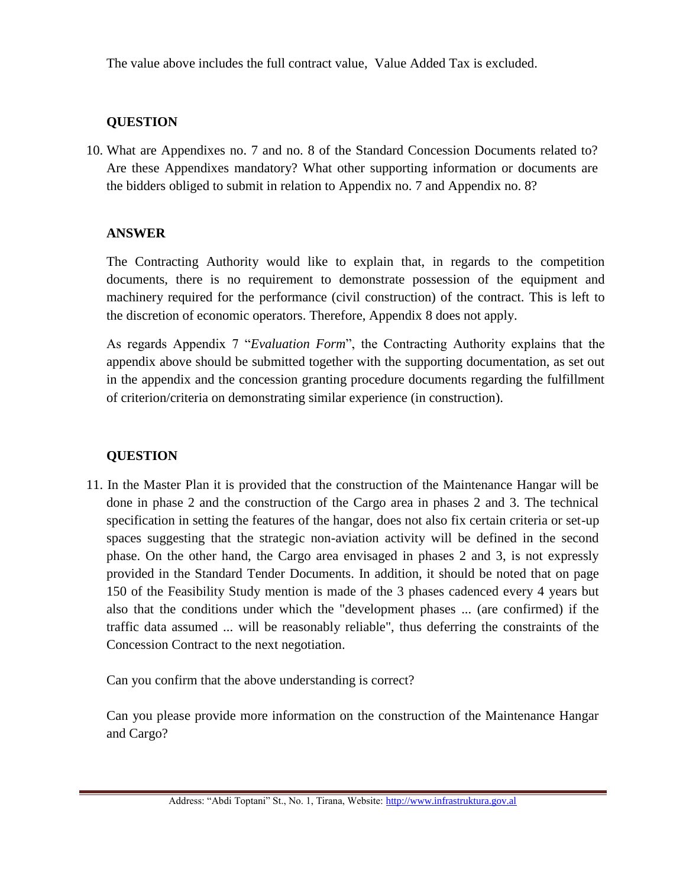The value above includes the full contract value,  Value Added Tax is excluded.

**QUESTION**

10. What are Appendixes no. 7 and no. 8 of the Standard Concession Documents related to? Are these Appendixes mandatory? What other supporting information or documents are the bidders obliged to submit in relation to Appendix no. 7 and Appendix no. 8?

**ANSWER**

The Contracting Authority would like to explain that, in regards to the competition documents, there is no requirement to demonstrate possession of the equipment and machinery required for the performance (civil construction) of the contract. This is left to the discretion of economic operators. Therefore, Appendix 8 does not apply.

As regards Appendix 7 "*Evaluation Form*", the Contracting Authority explains that the appendix above should be submitted together with the supporting documentation, as set out in the appendix and the concession granting procedure documents regarding the fulfillment of criterion/criteria on demonstrating similar experience (in construction).

**QUESTION**

11. In the Master Plan it is provided that the construction of the Maintenance Hangar will be done in phase 2 and the construction of the Cargo area in phases 2 and 3. The technical specification in setting the features of the hangar, does not also fix certain criteria or set-up spaces suggesting that the strategic non-aviation activity will be defined in the second phase. On the other hand, the Cargo area envisaged in phases 2 and 3, is not expressly provided in the Standard Tender Documents. In addition, it should be noted that on page 150 of the Feasibility Study mention is made of the 3 phases cadenced every 4 years but also that the conditions under which the "development phases ... (are confirmed) if the traffic data assumed ... will be reasonably reliable", thus deferring the constraints of the Concession Contract to the next negotiation.

Can you confirm that the above understanding is correct?

Can you please provide more information on the construction of the Maintenance Hangar and Cargo?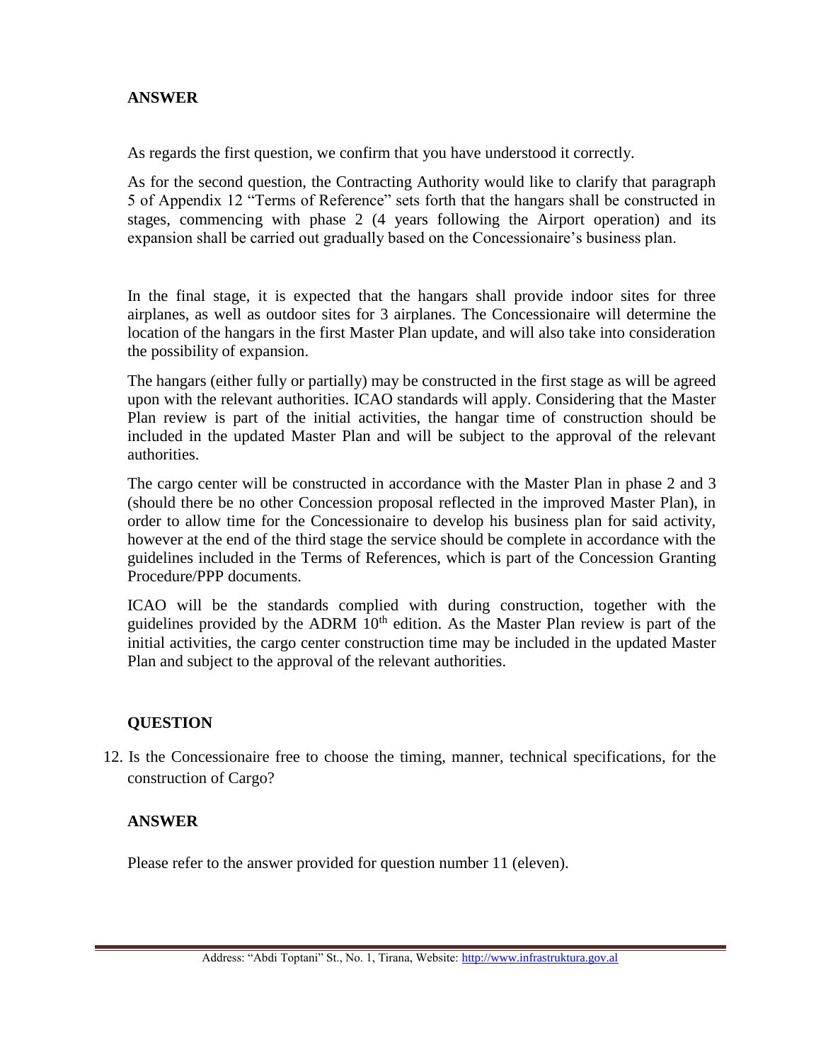**ANSWER**

As regards the first question, we confirm that you have understood it correctly.

As for the second question, the Contracting Authority would like to clarify that paragraph 5 of Appendix 12 "Terms of Reference" sets forth that the hangars shall be constructed in stages, commencing with phase 2 (4 years following the Airport operation) and its expansion shall be carried out gradually based on the Concessionaire's business plan.

In the final stage, it is expected that the hangars shall provide indoor sites for three airplanes, as well as outdoor sites for 3 airplanes. The Concessionaire will determine the location of the hangars in the first Master Plan update, and will also take into consideration the possibility of expansion.

The hangars (either fully or partially) may be constructed in the first stage as will be agreed upon with the relevant authorities. ICAO standards will apply. Considering that the Master Plan review is part of the initial activities, the hangar time of construction should be included in the updated Master Plan and will be subject to the approval of the relevant authorities.

The cargo center will be constructed in accordance with the Master Plan in phase 2 and 3 (should there be no other Concession proposal reflected in the improved Master Plan), in order to allow time for the Concessionaire to develop his business plan for said activity, however at the end of the third stage the service should be complete in accordance with the guidelines included in the Terms of References, which is part of the Concession Granting Procedure/PPP documents.

ICAO will be the standards complied with during construction, together with the guidelines provided by the ADRM 10th edition. As the Master Plan review is part of the initial activities, the cargo center construction time may be included in the updated Master Plan and subject to the approval of the relevant authorities.

**QUESTION**

12. Is the Concessionaire free to choose the timing, manner, technical specifications, for the construction of Cargo?

**ANSWER**

Please refer to the answer provided for question number 11 (eleven).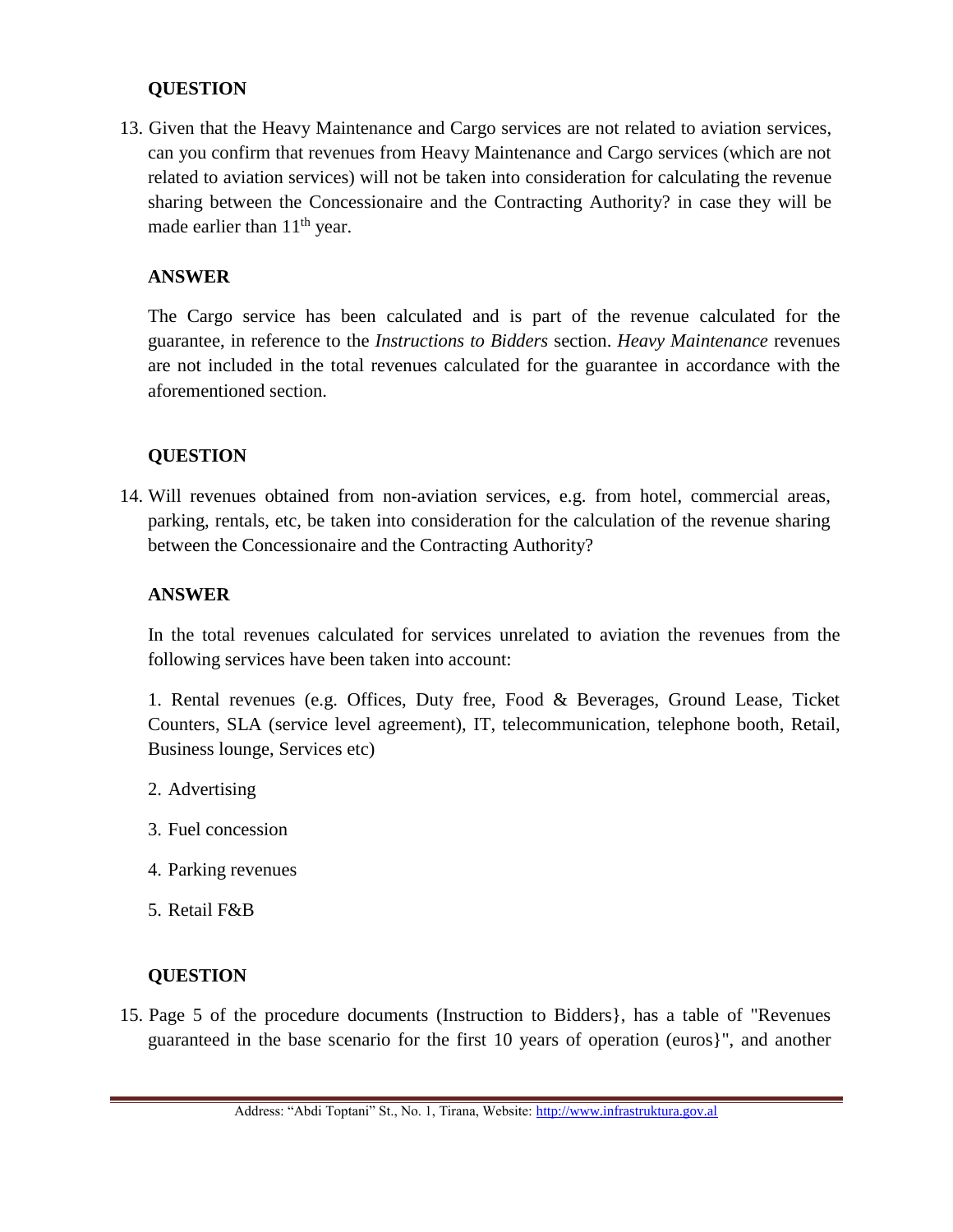**QUESTION**

13. Given that the Heavy Maintenance and Cargo services are not related to aviation services, can you confirm that revenues from Heavy Maintenance and Cargo services (which are not related to aviation services) will not be taken into consideration for calculating the revenue sharing between the Concessionaire and the Contracting Authority? in case they will be made earlier than 11th year.

**ANSWER**

The Cargo service has been calculated and is part of the revenue calculated for the guarantee, in reference to the *Instructions to Bidders* section. *Heavy Maintenance* revenues are not included in the total revenues calculated for the guarantee in accordance with the aforementioned section.

**QUESTION**

14. Will revenues obtained from non-aviation services, e.g. from hotel, commercial areas, parking, rentals, etc, be taken into consideration for the calculation of the revenue sharing between the Concessionaire and the Contracting Authority?

**ANSWER**

In the total revenues calculated for services unrelated to aviation the revenues from the following services have been taken into account:

1. Rental revenues (e.g. Offices, Duty free, Food & Beverages, Ground Lease, Ticket Counters, SLA (service level agreement), IT, telecommunication, telephone booth, Retail, Business lounge, Services etc)

2. Advertising

3. Fuel concession

4. Parking revenues

5. Retail F&B

**QUESTION**

15. Page 5 of the procedure documents (Instruction to Bidders}, has a table of "Revenues guaranteed in the base scenario for the first 10 years of operation (euros}", and another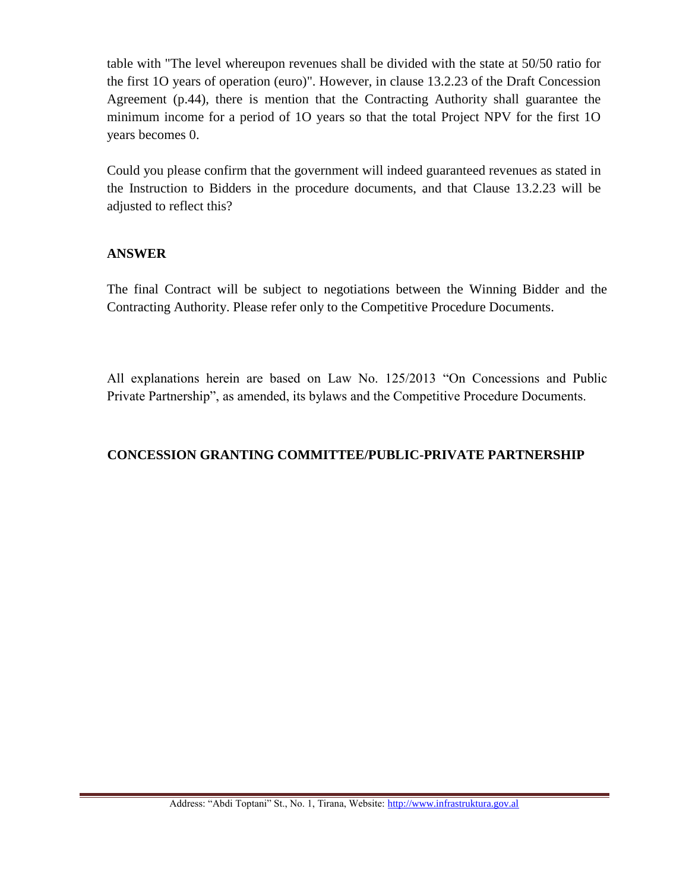table with "The level whereupon revenues shall be divided with the state at 50/50 ratio for the first 1O years of operation (euro)". However, in clause 13.2.23 of the Draft Concession Agreement (p.44), there is mention that the Contracting Authority shall guarantee the minimum income for a period of 1O years so that the total Project NPV for the first 1O years becomes 0.

Could you please confirm that the government will indeed guaranteed revenues as stated in the Instruction to Bidders in the procedure documents, and that Clause 13.2.23 will be adjusted to reflect this?

**ANSWER**

The final Contract will be subject to negotiations between the Winning Bidder and the Contracting Authority. Please refer only to the Competitive Procedure Documents.

All explanations herein are based on Law No. 125/2013 "On Concessions and Public Private Partnership", as amended, its bylaws and the Competitive Procedure Documents.

**CONCESSION GRANTING COMMITTEE/PUBLIC-PRIVATE PARTNERSHIP**

Address: "Abdi Toptani" St., No. 1, Tirana, Website: http://www.infrastruktura.gov.al